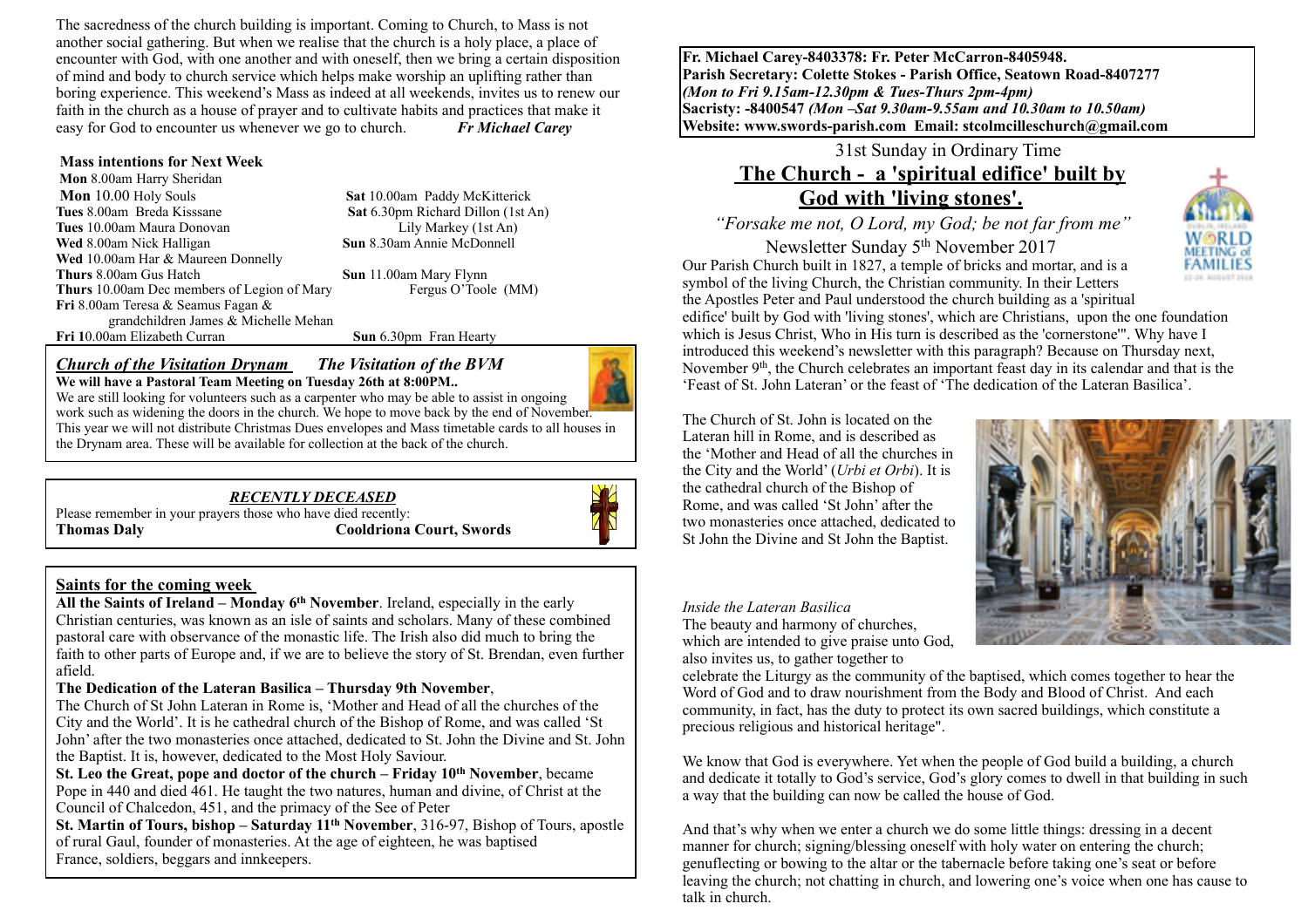The sacredness of the church building is important. Coming to Church, to Mass is not another social gathering. But when we realise that the church is a holy place, a place of encounter with God, with one another and with oneself, then we bring a certain disposition of mind and body to church service which helps make worship an uplifting rather than boring experience. This weekend's Mass as indeed at all weekends, invites us to renew our faith in the church as a house of prayer and to cultivate habits and practices that make it easy for God to encounter us whenever we go to church. ***Fr Michael Carey***

**Mass intentions for Next Week**

**Mon** 8.00am Harry Sheridan
**Mon** 10.00 Holy Souls
**Tues** 8.00am Breda Kisssane
**Tues** 10.00am Maura Donovan
**Wed** 8.00am Nick Halligan
**Wed** 10.00am Har & Maureen Donnelly
**Thurs** 8.00am Gus Hatch
**Thurs** 10.00am Dec members of Legion of Mary
**Fri** 8.00am Teresa & Seamus Fagan & grandchildren James & Michelle Mehan
**Fri 1**0.00am Elizabeth Curran
**Sat** 10.00am Paddy McKitterick
**Sat** 6.30pm Richard Dillon (1st An)
Lily Markey (1st An)
**Sun** 8.30am Annie McDonnell
**Sun** 11.00am Mary Flynn
Fergus O'Toole (MM)
**Sun** 6.30pm Fran Hearty

## ***Church of the Visitation Drynam*** *The Visitation of the BVM*

**We will have a Pastoral Team Meeting on Tuesday 26th at 8:00PM..**

We are still looking for volunteers such as a carpenter who may be able to assist in ongoing work such as widening the doors in the church. We hope to move back by the end of November. This year we will not distribute Christmas Dues envelopes and Mass timetable cards to all houses in the Drynam area. These will be available for collection at the back of the church.

## ***RECENTLY DECEASED***

Please remember in your prayers those who have died recently:
**Thomas Daly** **Cooldriona Court, Swords**

## Saints for the coming week

**All the Saints of Ireland – Monday 6th November**. Ireland, especially in the early Christian centuries, was known as an isle of saints and scholars. Many of these combined pastoral care with observance of the monastic life. The Irish also did much to bring the faith to other parts of Europe and, if we are to believe the story of St. Brendan, even further afield.

**The Dedication of the Lateran Basilica – Thursday 9th November**,
The Church of St John Lateran in Rome is, 'Mother and Head of all the churches of the City and the World'. It is he cathedral church of the Bishop of Rome, and was called 'St John' after the two monasteries once attached, dedicated to St. John the Divine and St. John the Baptist. It is, however, dedicated to the Most Holy Saviour.

**St. Leo the Great, pope and doctor of the church – Friday 10th November**, became Pope in 440 and died 461. He taught the two natures, human and divine, of Christ at the Council of Chalcedon, 451, and the primacy of the See of Peter

**St. Martin of Tours, bishop – Saturday 11th November**, 316-97, Bishop of Tours, apostle of rural Gaul, founder of monasteries. At the age of eighteen, he was baptised France, soldiers, beggars and innkeepers.

**Fr. Michael Carey-8403378: Fr. Peter McCarron-8405948.**
**Parish Secretary: Colette Stokes - Parish Office, Seatown Road-8407277**
***(Mon to Fri 9.15am-12.30pm & Tues-Thurs 2pm-4pm)***
**Sacristy: -8400547** ***(Mon –Sat 9.30am-9.55am and 10.30am to 10.50am)***
**Website: www.swords-parish.com Email: stcolmcilleschurch@gmail.com**

31st Sunday in Ordinary Time

# The Church - a 'spiritual edifice' built by God with 'living stones'.

*"Forsake me not, O Lord, my God; be not far from me"*

Newsletter Sunday 5th November 2017

Our Parish Church built in 1827, a temple of bricks and mortar, and is a symbol of the living Church, the Christian community. In their Letters the Apostles Peter and Paul understood the church building as a 'spiritual edifice' built by God with 'living stones', which are Christians, upon the one foundation which is Jesus Christ, Who in His turn is described as the 'cornerstone'". Why have I introduced this weekend's newsletter with this paragraph? Because on Thursday next, November 9th, the Church celebrates an important feast day in its calendar and that is the 'Feast of St. John Lateran' or the feast of 'The dedication of the Lateran Basilica'.

The Church of St. John is located on the Lateran hill in Rome, and is described as the 'Mother and Head of all the churches in the City and the World' (*Urbi et Orbi*). It is the cathedral church of the Bishop of Rome, and was called 'St John' after the two monasteries once attached, dedicated to St John the Divine and St John the Baptist.

*Inside the Lateran Basilica*

The beauty and harmony of churches, which are intended to give praise unto God, also invites us, to gather together to celebrate the Liturgy as the community of the baptised, which comes together to hear the Word of God and to draw nourishment from the Body and Blood of Christ. And each community, in fact, has the duty to protect its own sacred buildings, which constitute a precious religious and historical heritage".

We know that God is everywhere. Yet when the people of God build a building, a church and dedicate it totally to God's service, God's glory comes to dwell in that building in such a way that the building can now be called the house of God.

And that's why when we enter a church we do some little things: dressing in a decent manner for church; signing/blessing oneself with holy water on entering the church; genuflecting or bowing to the altar or the tabernacle before taking one's seat or before leaving the church; not chatting in church, and lowering one's voice when one has cause to talk in church.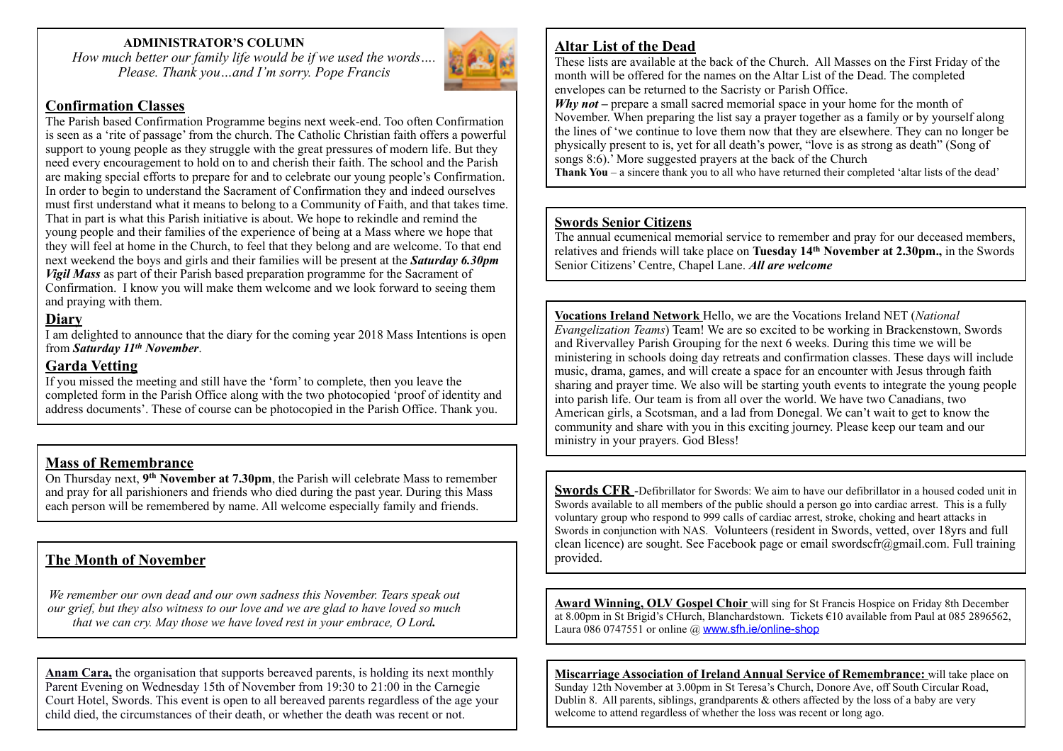**ADMINISTRATOR'S COLUMN**

*How much better our family life would be if we used the words…. Please. Thank you…and I'm sorry. Pope Francis*

## Confirmation Classes

The Parish based Confirmation Programme begins next week-end. Too often Confirmation is seen as a 'rite of passage' from the church. The Catholic Christian faith offers a powerful support to young people as they struggle with the great pressures of modern life. But they need every encouragement to hold on to and cherish their faith. The school and the Parish are making special efforts to prepare for and to celebrate our young people's Confirmation. In order to begin to understand the Sacrament of Confirmation they and indeed ourselves must first understand what it means to belong to a Community of Faith, and that takes time. That in part is what this Parish initiative is about. We hope to rekindle and remind the young people and their families of the experience of being at a Mass where we hope that they will feel at home in the Church, to feel that they belong and are welcome. To that end next weekend the boys and girls and their families will be present at the ***Saturday 6.30pm Vigil Mass*** as part of their Parish based preparation programme for the Sacrament of Confirmation. I know you will make them welcome and we look forward to seeing them and praying with them.

## Diary

I am delighted to announce that the diary for the coming year 2018 Mass Intentions is open from ***Saturday 11th November***.

## Garda Vetting

If you missed the meeting and still have the 'form' to complete, then you leave the completed form in the Parish Office along with the two photocopied 'proof of identity and address documents'. These of course can be photocopied in the Parish Office. Thank you.

## Mass of Remembrance

On Thursday next, **9th November at 7.30pm**, the Parish will celebrate Mass to remember and pray for all parishioners and friends who died during the past year. During this Mass each person will be remembered by name. All welcome especially family and friends.

## The Month of November

*We remember our own dead and our own sadness this November. Tears speak out our grief, but they also witness to our love and we are glad to have loved so much that we can cry. May those we have loved rest in your embrace, O Lord.*

**Anam Cara,** the organisation that supports bereaved parents, is holding its next monthly Parent Evening on Wednesday 15th of November from 19:30 to 21:00 in the Carnegie Court Hotel, Swords. This event is open to all bereaved parents regardless of the age your child died, the circumstances of their death, or whether the death was recent or not.

## Altar List of the Dead

These lists are available at the back of the Church. All Masses on the First Friday of the month will be offered for the names on the Altar List of the Dead. The completed envelopes can be returned to the Sacristy or Parish Office.

***Why not*** – prepare a small sacred memorial space in your home for the month of November. When preparing the list say a prayer together as a family or by yourself along the lines of 'we continue to love them now that they are elsewhere. They can no longer be physically present to is, yet for all death's power, "love is as strong as death" (Song of songs 8:6).' More suggested prayers at the back of the Church

**Thank You** – a sincere thank you to all who have returned their completed 'altar lists of the dead'

## Swords Senior Citizens

The annual ecumenical memorial service to remember and pray for our deceased members, relatives and friends will take place on **Tuesday 14th November at 2.30pm.,** in the Swords Senior Citizens' Centre, Chapel Lane. ***All are welcome***

**Vocations Ireland Network** Hello, we are the Vocations Ireland NET (*National Evangelization Teams*) Team! We are so excited to be working in Brackenstown, Swords and Rivervalley Parish Grouping for the next 6 weeks. During this time we will be ministering in schools doing day retreats and confirmation classes. These days will include music, drama, games, and will create a space for an encounter with Jesus through faith sharing and prayer time. We also will be starting youth events to integrate the young people into parish life. Our team is from all over the world. We have two Canadians, two American girls, a Scotsman, and a lad from Donegal. We can't wait to get to know the community and share with you in this exciting journey. Please keep our team and our ministry in your prayers. God Bless!

**Swords CFR** -Defibrillator for Swords: We aim to have our defibrillator in a housed coded unit in Swords available to all members of the public should a person go into cardiac arrest. This is a fully voluntary group who respond to 999 calls of cardiac arrest, stroke, choking and heart attacks in Swords in conjunction with NAS. Volunteers (resident in Swords, vetted, over 18yrs and full clean licence) are sought. See Facebook page or email swordscfr@gmail.com. Full training provided.

**Award Winning, OLV Gospel Choir** will sing for St Francis Hospice on Friday 8th December at 8.00pm in St Brigid's CHurch, Blanchardstown. Tickets €10 available from Paul at 085 2896562, Laura 086 0747551 or online @ www.sfh.ie/online-shop

**Miscarriage Association of Ireland Annual Service of Remembrance:** will take place on Sunday 12th November at 3.00pm in St Teresa's Church, Donore Ave, off South Circular Road, Dublin 8. All parents, siblings, grandparents & others affected by the loss of a baby are very welcome to attend regardless of whether the loss was recent or long ago.